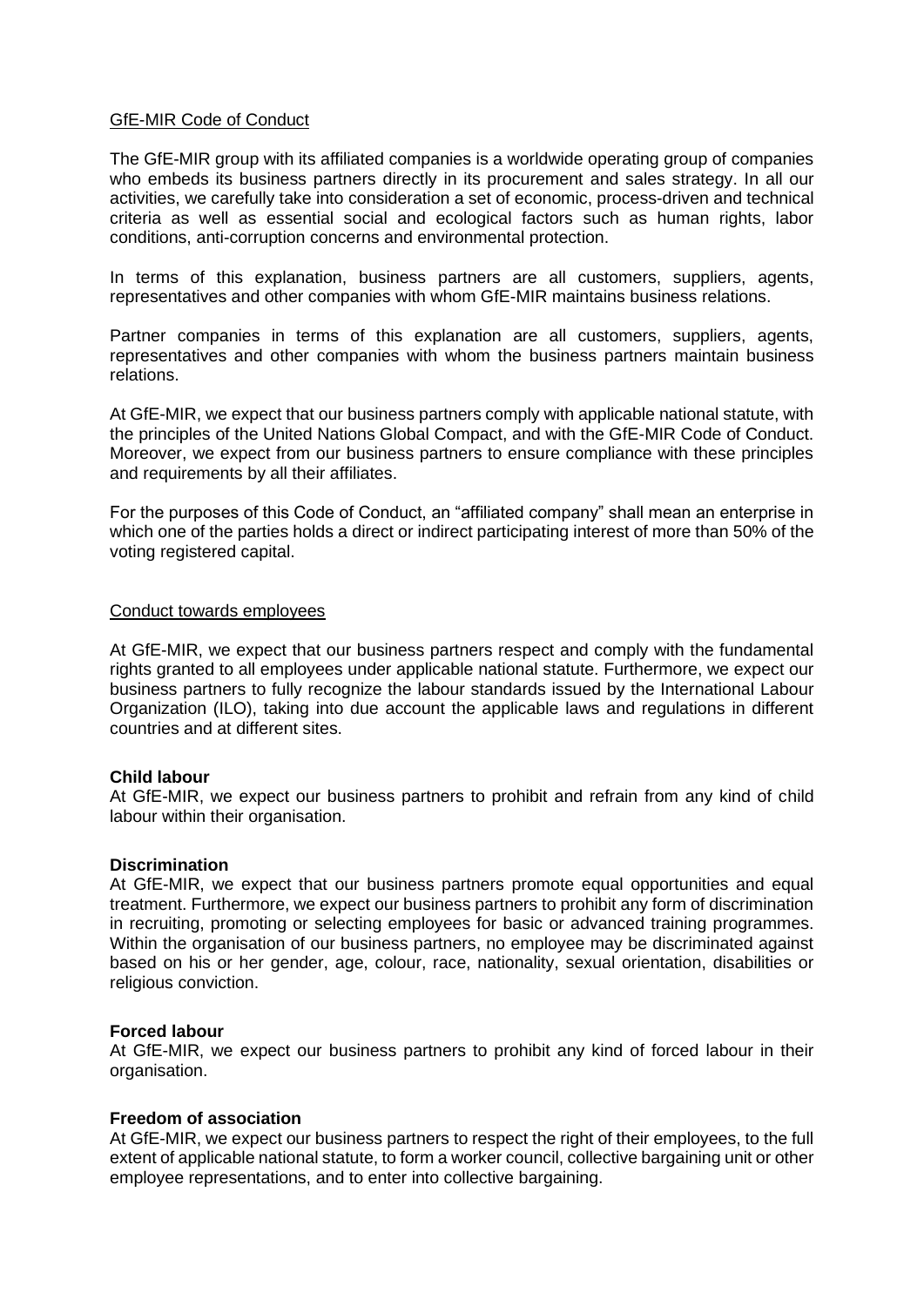## GfE-MIR Code of Conduct

The GfE-MIR group with its affiliated companies is a worldwide operating group of companies who embeds its business partners directly in its procurement and sales strategy. In all our activities, we carefully take into consideration a set of economic, process-driven and technical criteria as well as essential social and ecological factors such as human rights, labor conditions, anti-corruption concerns and environmental protection.

In terms of this explanation, business partners are all customers, suppliers, agents, representatives and other companies with whom GfE-MIR maintains business relations.

Partner companies in terms of this explanation are all customers, suppliers, agents, representatives and other companies with whom the business partners maintain business relations.

At GfE-MIR, we expect that our business partners comply with applicable national statute, with the principles of the United Nations Global Compact, and with the GfE-MIR Code of Conduct. Moreover, we expect from our business partners to ensure compliance with these principles and requirements by all their affiliates.

For the purposes of this Code of Conduct, an "affiliated company" shall mean an enterprise in which one of the parties holds a direct or indirect participating interest of more than 50% of the voting registered capital.

## Conduct towards employees

At GfE-MIR, we expect that our business partners respect and comply with the fundamental rights granted to all employees under applicable national statute. Furthermore, we expect our business partners to fully recognize the labour standards issued by the International Labour Organization (ILO), taking into due account the applicable laws and regulations in different countries and at different sites.

### Child labour

At GfE-MIR, we expect our business partners to prohibit and refrain from any kind of child labour within their organisation.

### Discrimination

At GfE-MIR, we expect that our business partners promote equal opportunities and equal treatment. Furthermore, we expect our business partners to prohibit any form of discrimination in recruiting, promoting or selecting employees for basic or advanced training programmes. Within the organisation of our business partners, no employee may be discriminated against based on his or her gender, age, colour, race, nationality, sexual orientation, disabilities or religious conviction.

### Forced labour

At GfE-MIR, we expect our business partners to prohibit any kind of forced labour in their organisation.

### Freedom of association

At GfE-MIR, we expect our business partners to respect the right of their employees, to the full extent of applicable national statute, to form a worker council, collective bargaining unit or other employee representations, and to enter into collective bargaining.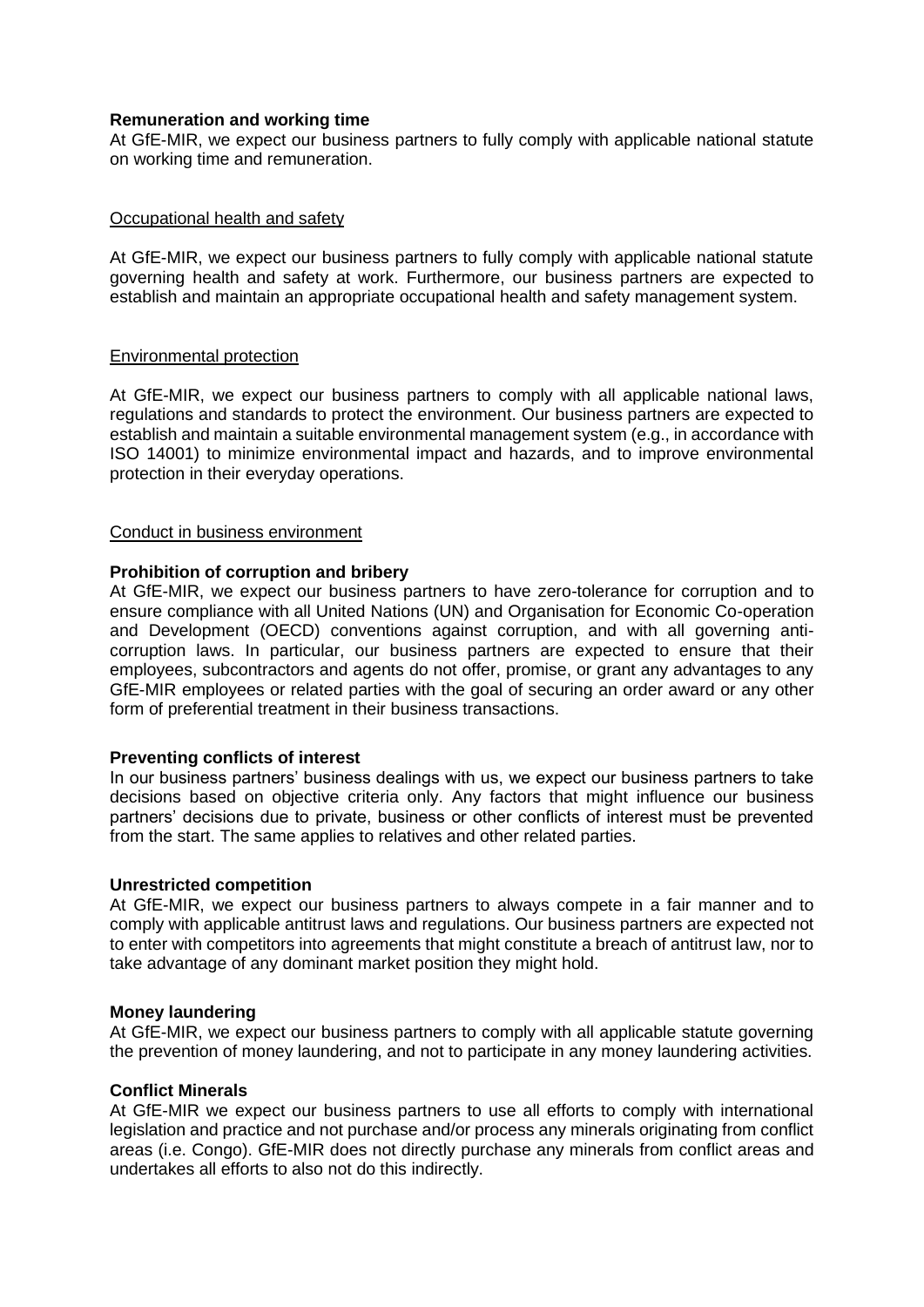**Remuneration and working time**

At GfE-MIR, we expect our business partners to fully comply with applicable national statute on working time and remuneration.

Occupational health and safety

At GfE-MIR, we expect our business partners to fully comply with applicable national statute governing health and safety at work. Furthermore, our business partners are expected to establish and maintain an appropriate occupational health and safety management system.

Environmental protection

At GfE-MIR, we expect our business partners to comply with all applicable national laws, regulations and standards to protect the environment. Our business partners are expected to establish and maintain a suitable environmental management system (e.g., in accordance with ISO 14001) to minimize environmental impact and hazards, and to improve environmental protection in their everyday operations.

Conduct in business environment

**Prohibition of corruption and bribery**

At GfE-MIR, we expect our business partners to have zero-tolerance for corruption and to ensure compliance with all United Nations (UN) and Organisation for Economic Co-operation and Development (OECD) conventions against corruption, and with all governing anti-corruption laws. In particular, our business partners are expected to ensure that their employees, subcontractors and agents do not offer, promise, or grant any advantages to any GfE-MIR employees or related parties with the goal of securing an order award or any other form of preferential treatment in their business transactions.

**Preventing conflicts of interest**

In our business partners' business dealings with us, we expect our business partners to take decisions based on objective criteria only. Any factors that might influence our business partners' decisions due to private, business or other conflicts of interest must be prevented from the start. The same applies to relatives and other related parties.

**Unrestricted competition**

At GfE-MIR, we expect our business partners to always compete in a fair manner and to comply with applicable antitrust laws and regulations. Our business partners are expected not to enter with competitors into agreements that might constitute a breach of antitrust law, nor to take advantage of any dominant market position they might hold.

**Money laundering**

At GfE-MIR, we expect our business partners to comply with all applicable statute governing the prevention of money laundering, and not to participate in any money laundering activities.

**Conflict Minerals**

At GfE-MIR we expect our business partners to use all efforts to comply with international legislation and practice and not purchase and/or process any minerals originating from conflict areas (i.e. Congo). GfE-MIR does not directly purchase any minerals from conflict areas and undertakes all efforts to also not do this indirectly.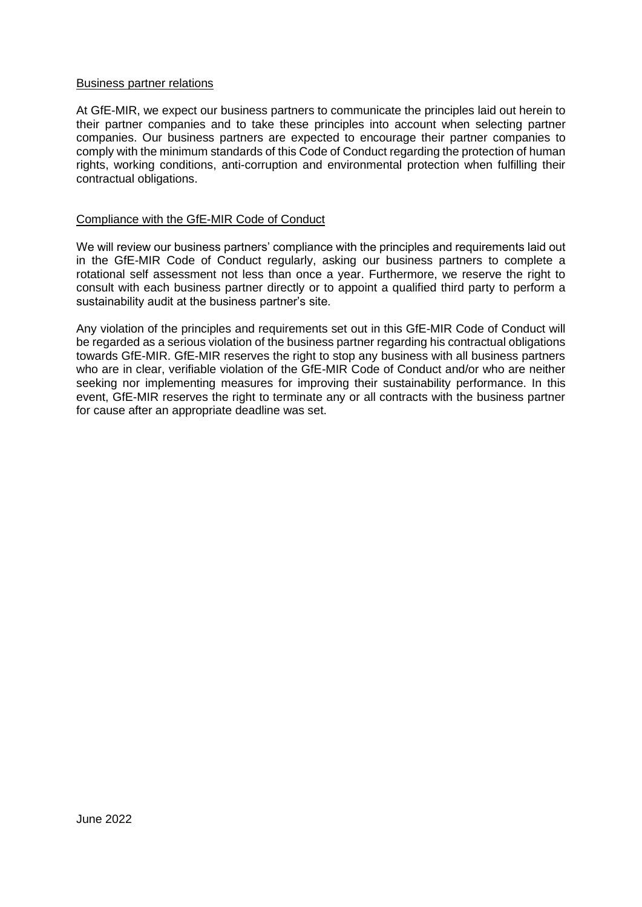## Business partner relations

At GfE-MIR, we expect our business partners to communicate the principles laid out herein to their partner companies and to take these principles into account when selecting partner companies. Our business partners are expected to encourage their partner companies to comply with the minimum standards of this Code of Conduct regarding the protection of human rights, working conditions, anti-corruption and environmental protection when fulfilling their contractual obligations.

## Compliance with the GfE-MIR Code of Conduct

We will review our business partners' compliance with the principles and requirements laid out in the GfE-MIR Code of Conduct regularly, asking our business partners to complete a rotational self assessment not less than once a year. Furthermore, we reserve the right to consult with each business partner directly or to appoint a qualified third party to perform a sustainability audit at the business partner's site.

Any violation of the principles and requirements set out in this GfE-MIR Code of Conduct will be regarded as a serious violation of the business partner regarding his contractual obligations towards GfE-MIR. GfE-MIR reserves the right to stop any business with all business partners who are in clear, verifiable violation of the GfE-MIR Code of Conduct and/or who are neither seeking nor implementing measures for improving their sustainability performance. In this event, GfE-MIR reserves the right to terminate any or all contracts with the business partner for cause after an appropriate deadline was set.

June 2022